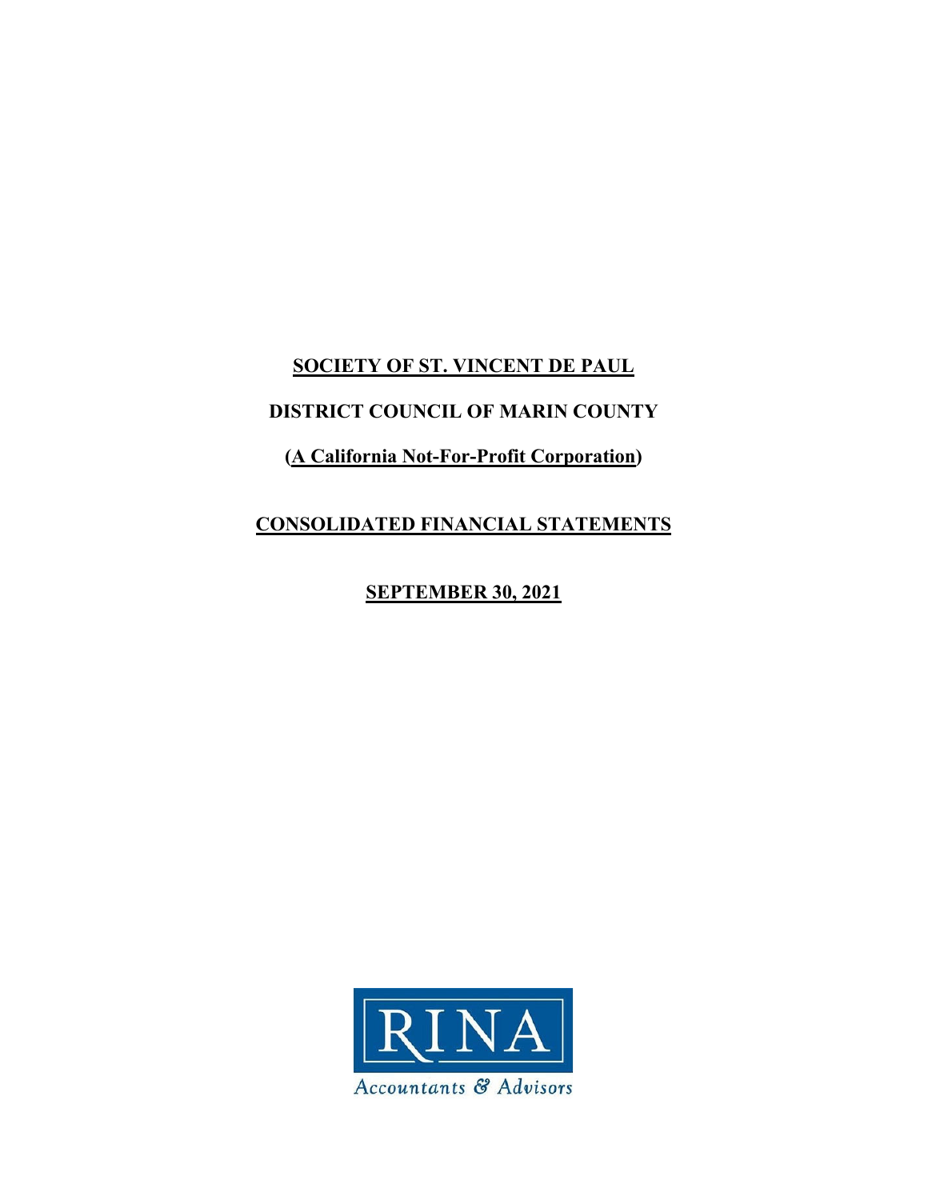# SOCIETY OF ST. VINCENT DE PAUL

## DISTRICT COUNCIL OF MARIN COUNTY

**(A California Not-For-Profit Corporation)**

# CONSOLIDATED FINANCIAL STATEMENTS

**SEPTEMBER 30, 2021**

RINA

Accountants & Advisors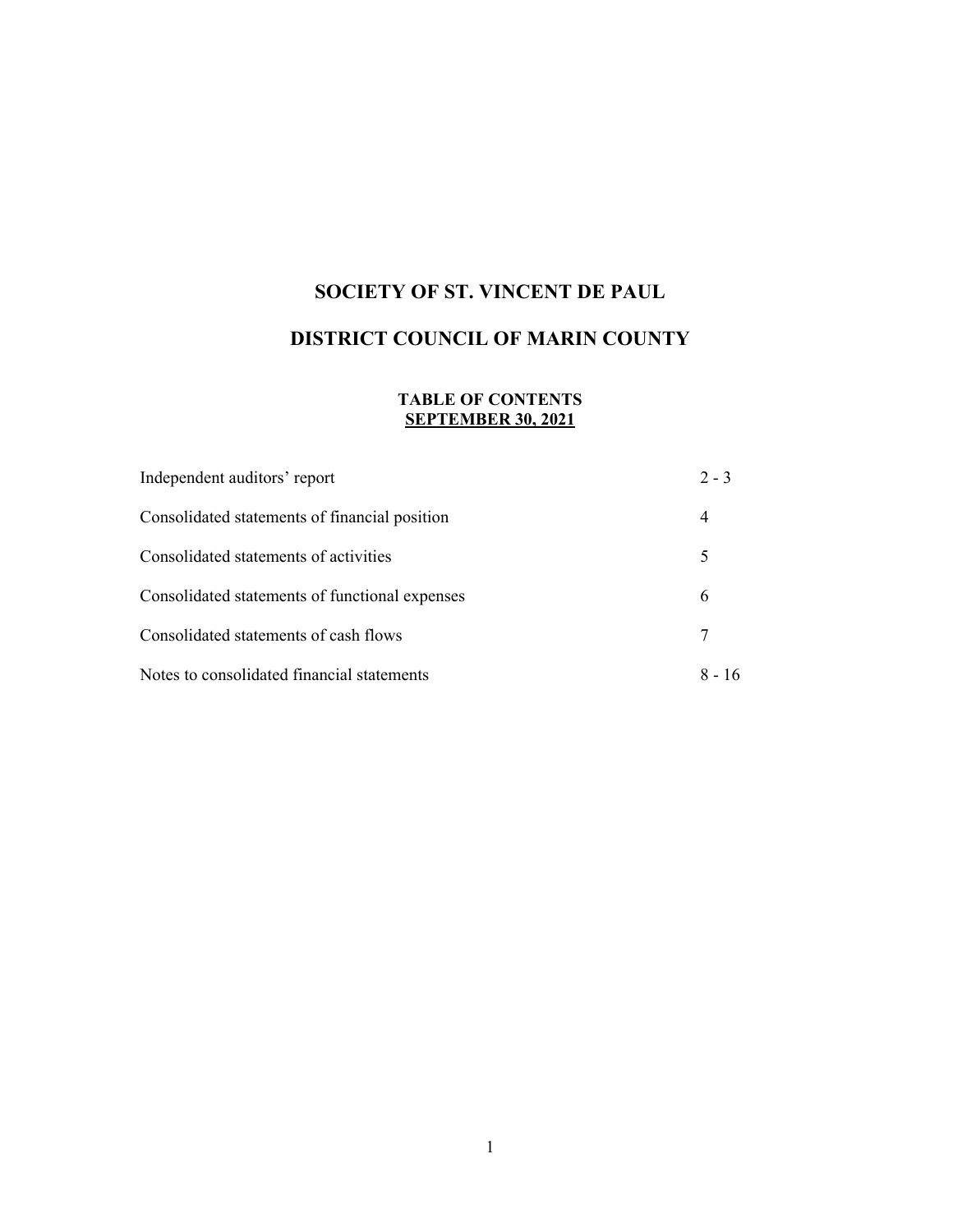# SOCIETY OF ST. VINCENT DE PAUL

# DISTRICT COUNCIL OF MARIN COUNTY

### TABLE OF CONTENTS
### SEPTEMBER 30, 2021

| | |
|---|---|
| Independent auditors' report | 2 - 3 |
| Consolidated statements of financial position | 4 |
| Consolidated statements of activities | 5 |
| Consolidated statements of functional expenses | 6 |
| Consolidated statements of cash flows | 7 |
| Notes to consolidated financial statements | 8 - 16 |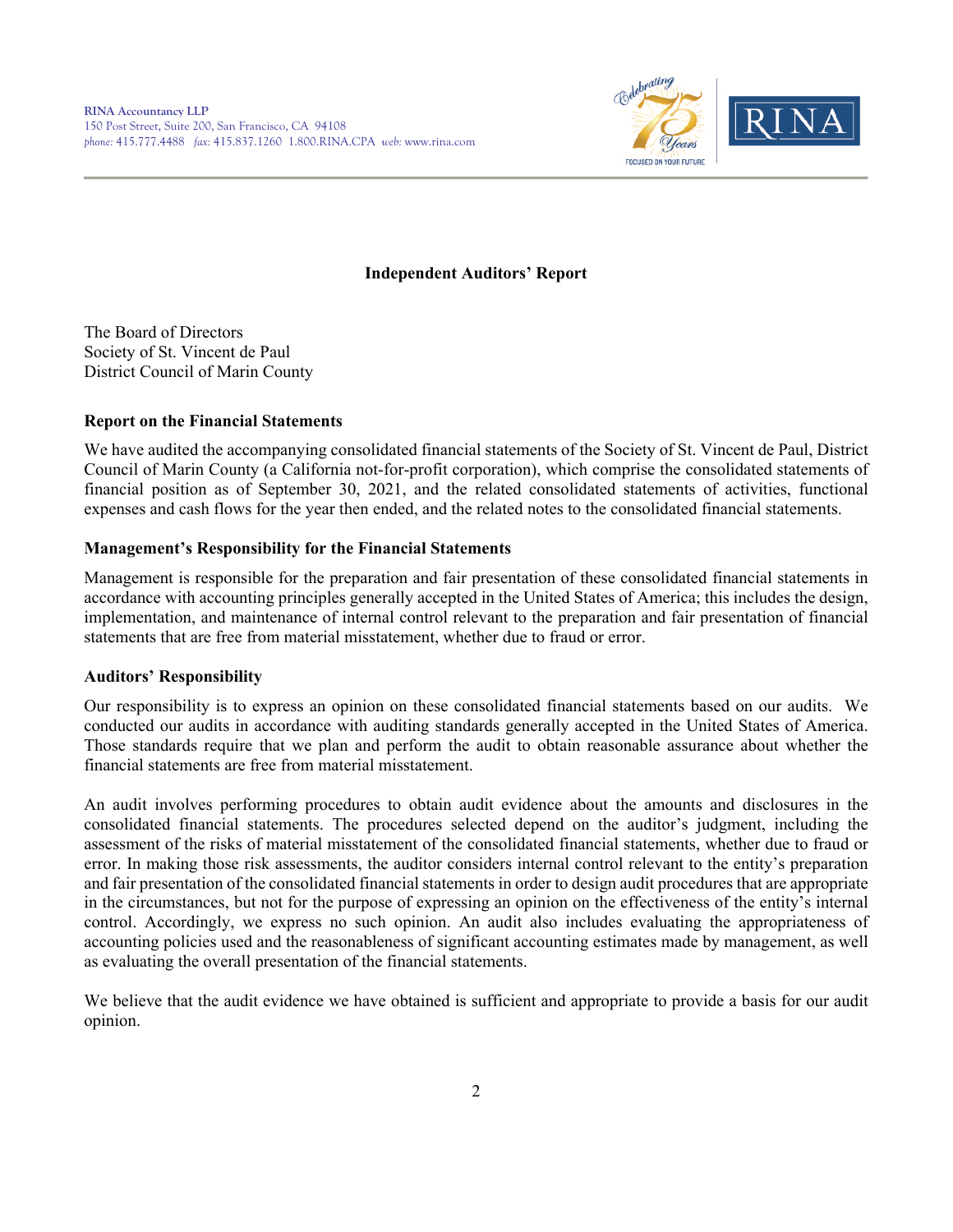RINA Accountancy LLP
150 Post Street, Suite 200, San Francisco, CA 94108
*phone:* 415.777.4488 *fax:* 415.837.1260 1.800.RINA.CPA *web:* www.rina.com

**Independent Auditors' Report**

The Board of Directors
Society of St. Vincent de Paul
District Council of Marin County

**Report on the Financial Statements**

We have audited the accompanying consolidated financial statements of the Society of St. Vincent de Paul, District Council of Marin County (a California not-for-profit corporation), which comprise the consolidated statements of financial position as of September 30, 2021, and the related consolidated statements of activities, functional expenses and cash flows for the year then ended, and the related notes to the consolidated financial statements.

**Management's Responsibility for the Financial Statements**

Management is responsible for the preparation and fair presentation of these consolidated financial statements in accordance with accounting principles generally accepted in the United States of America; this includes the design, implementation, and maintenance of internal control relevant to the preparation and fair presentation of financial statements that are free from material misstatement, whether due to fraud or error.

**Auditors' Responsibility**

Our responsibility is to express an opinion on these consolidated financial statements based on our audits. We conducted our audits in accordance with auditing standards generally accepted in the United States of America. Those standards require that we plan and perform the audit to obtain reasonable assurance about whether the financial statements are free from material misstatement.

An audit involves performing procedures to obtain audit evidence about the amounts and disclosures in the consolidated financial statements. The procedures selected depend on the auditor's judgment, including the assessment of the risks of material misstatement of the consolidated financial statements, whether due to fraud or error. In making those risk assessments, the auditor considers internal control relevant to the entity's preparation and fair presentation of the consolidated financial statements in order to design audit procedures that are appropriate in the circumstances, but not for the purpose of expressing an opinion on the effectiveness of the entity's internal control. Accordingly, we express no such opinion. An audit also includes evaluating the appropriateness of accounting policies used and the reasonableness of significant accounting estimates made by management, as well as evaluating the overall presentation of the financial statements.

We believe that the audit evidence we have obtained is sufficient and appropriate to provide a basis for our audit opinion.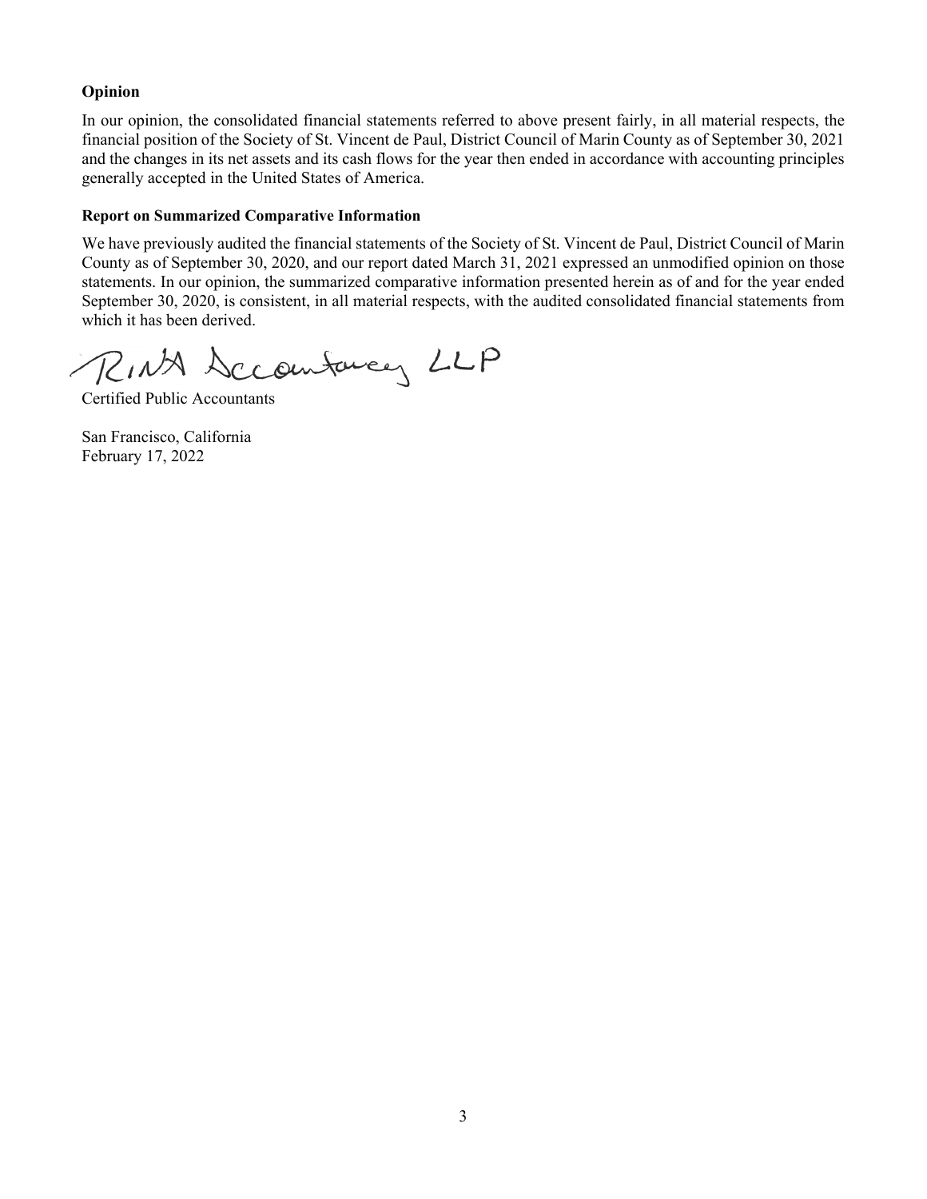**Opinion**

In our opinion, the consolidated financial statements referred to above present fairly, in all material respects, the financial position of the Society of St. Vincent de Paul, District Council of Marin County as of September 30, 2021 and the changes in its net assets and its cash flows for the year then ended in accordance with accounting principles generally accepted in the United States of America.

**Report on Summarized Comparative Information**

We have previously audited the financial statements of the Society of St. Vincent de Paul, District Council of Marin County as of September 30, 2020, and our report dated March 31, 2021 expressed an unmodified opinion on those statements. In our opinion, the summarized comparative information presented herein as of and for the year ended September 30, 2020, is consistent, in all material respects, with the audited consolidated financial statements from which it has been derived.

RINA Accountancy LLP

Certified Public Accountants

San Francisco, California
February 17, 2022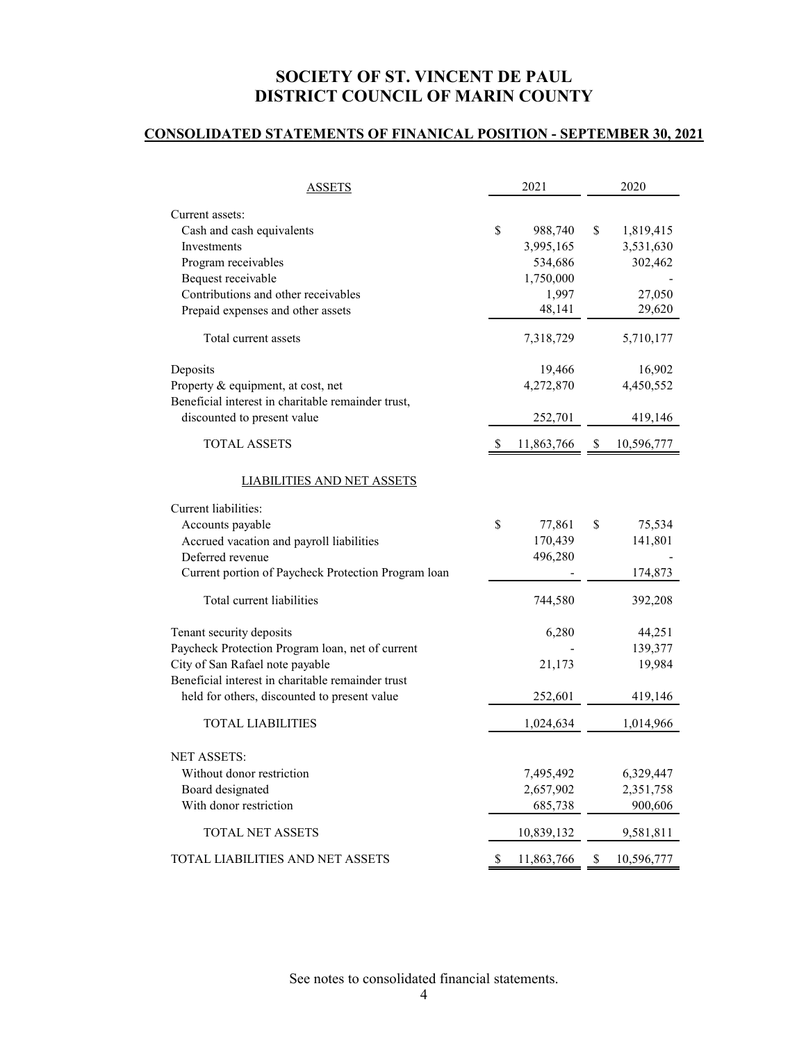# SOCIETY OF ST. VINCENT DE PAUL
# DISTRICT COUNCIL OF MARIN COUNTY

## CONSOLIDATED STATEMENTS OF FINANICAL POSITION - SEPTEMBER 30, 2021

| ASSETS | 2021 | 2020 |
|---|---|---|
| Current assets: | | |
| Cash and cash equivalents | $ 988,740 | $ 1,819,415 |
| Investments | 3,995,165 | 3,531,630 |
| Program receivables | 534,686 | 302,462 |
| Bequest receivable | 1,750,000 | - |
| Contributions and other receivables | 1,997 | 27,050 |
| Prepaid expenses and other assets | 48,141 | 29,620 |
| Total current assets | 7,318,729 | 5,710,177 |
| Deposits | 19,466 | 16,902 |
| Property & equipment, at cost, net | 4,272,870 | 4,450,552 |
| Beneficial interest in charitable remainder trust, discounted to present value | 252,701 | 419,146 |
| TOTAL ASSETS | $ 11,863,766 | $ 10,596,777 |
| **LIABILITIES AND NET ASSETS** | | |
| Current liabilities: | | |
| Accounts payable | $ 77,861 | $ 75,534 |
| Accrued vacation and payroll liabilities | 170,439 | 141,801 |
| Deferred revenue | 496,280 | - |
| Current portion of Paycheck Protection Program loan | - | 174,873 |
| Total current liabilities | 744,580 | 392,208 |
| Tenant security deposits | 6,280 | 44,251 |
| Paycheck Protection Program loan, net of current | - | 139,377 |
| City of San Rafael note payable | 21,173 | 19,984 |
| Beneficial interest in charitable remainder trust held for others, discounted to present value | 252,601 | 419,146 |
| TOTAL LIABILITIES | 1,024,634 | 1,014,966 |
| NET ASSETS: | | |
| Without donor restriction | 7,495,492 | 6,329,447 |
| Board designated | 2,657,902 | 2,351,758 |
| With donor restriction | 685,738 | 900,606 |
| TOTAL NET ASSETS | 10,839,132 | 9,581,811 |
| TOTAL LIABILITIES AND NET ASSETS | $ 11,863,766 | $ 10,596,777 |

See notes to consolidated financial statements.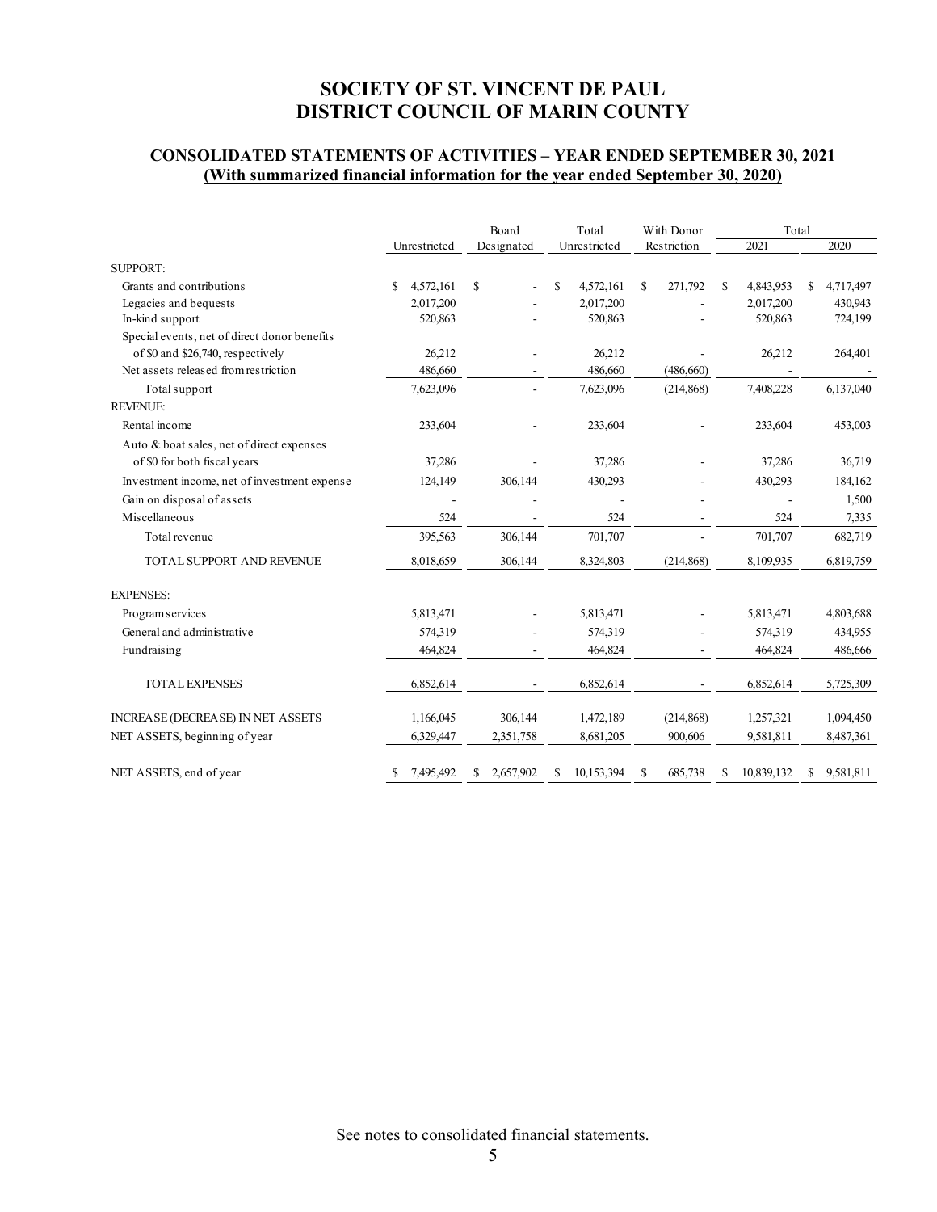# SOCIETY OF ST. VINCENT DE PAUL
# DISTRICT COUNCIL OF MARIN COUNTY

## CONSOLIDATED STATEMENTS OF ACTIVITIES – YEAR ENDED SEPTEMBER 30, 2021
**(With summarized financial information for the year ended September 30, 2020)**

| | Unrestricted | Board Designated | Total Unrestricted | With Donor Restriction | Total 2021 | Total 2020 |
|---|---|---|---|---|---|---|
| SUPPORT: | | | | | | |
| Grants and contributions | $ 4,572,161 | $ - | $ 4,572,161 | $ 271,792 | $ 4,843,953 | $ 4,717,497 |
| Legacies and bequests | 2,017,200 | - | 2,017,200 | - | 2,017,200 | 430,943 |
| In-kind support | 520,863 | - | 520,863 | - | 520,863 | 724,199 |
| Special events, net of direct donor benefits of $0 and $26,740, respectively | 26,212 | - | 26,212 | - | 26,212 | 264,401 |
| Net assets released from restriction | 486,660 | - | 486,660 | (486,660) | - | - |
| Total support | 7,623,096 | - | 7,623,096 | (214,868) | 7,408,228 | 6,137,040 |
| REVENUE: | | | | | | |
| Rental income | 233,604 | - | 233,604 | - | 233,604 | 453,003 |
| Auto & boat sales, net of direct expenses of $0 for both fiscal years | 37,286 | - | 37,286 | - | 37,286 | 36,719 |
| Investment income, net of investment expense | 124,149 | 306,144 | 430,293 | - | 430,293 | 184,162 |
| Gain on disposal of assets | - | - | - | - | - | 1,500 |
| Miscellaneous | 524 | - | 524 | - | 524 | 7,335 |
| Total revenue | 395,563 | 306,144 | 701,707 | - | 701,707 | 682,719 |
| TOTAL SUPPORT AND REVENUE | 8,018,659 | 306,144 | 8,324,803 | (214,868) | 8,109,935 | 6,819,759 |
| EXPENSES: | | | | | | |
| Program services | 5,813,471 | - | 5,813,471 | - | 5,813,471 | 4,803,688 |
| General and administrative | 574,319 | - | 574,319 | - | 574,319 | 434,955 |
| Fundraising | 464,824 | - | 464,824 | - | 464,824 | 486,666 |
| TOTAL EXPENSES | 6,852,614 | - | 6,852,614 | - | 6,852,614 | 5,725,309 |
| INCREASE (DECREASE) IN NET ASSETS | 1,166,045 | 306,144 | 1,472,189 | (214,868) | 1,257,321 | 1,094,450 |
| NET ASSETS, beginning of year | 6,329,447 | 2,351,758 | 8,681,205 | 900,606 | 9,581,811 | 8,487,361 |
| NET ASSETS, end of year | $ 7,495,492 | $ 2,657,902 | $ 10,153,394 | $ 685,738 | $ 10,839,132 | $ 9,581,811 |

See notes to consolidated financial statements.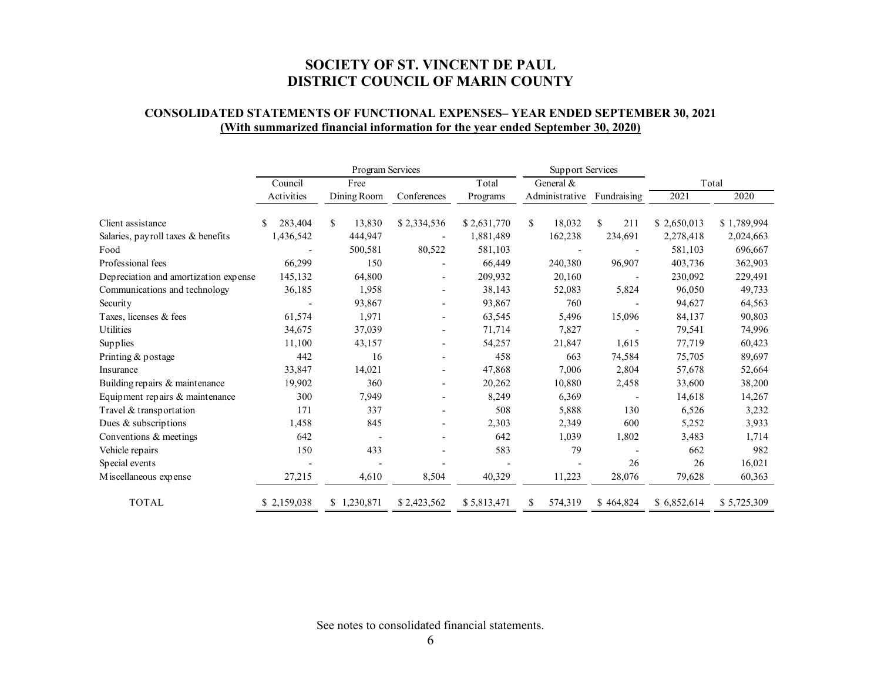# SOCIETY OF ST. VINCENT DE PAUL
# DISTRICT COUNCIL OF MARIN COUNTY

## CONSOLIDATED STATEMENTS OF FUNCTIONAL EXPENSES– YEAR ENDED SEPTEMBER 30, 2021
**(With summarized financial information for the year ended September 30, 2020)**

| | Program Services | | | | Support Services | | Total | |
|---|---|---|---|---|---|---|---|---|
| | Council Activities | Free Dining Room | Conferences | Total Programs | General & Administrative | Fundraising | 2021 | 2020 |
| Client assistance | $ 283,404 | $ 13,830 | $ 2,334,536 | $ 2,631,770 | $ 18,032 | $ 211 | $ 2,650,013 | $ 1,789,994 |
| Salaries, payroll taxes & benefits | 1,436,542 | 444,947 | - | 1,881,489 | 162,238 | 234,691 | 2,278,418 | 2,024,663 |
| Food | - | 500,581 | 80,522 | 581,103 | - | - | 581,103 | 696,667 |
| Professional fees | 66,299 | 150 | - | 66,449 | 240,380 | 96,907 | 403,736 | 362,903 |
| Depreciation and amortization expense | 145,132 | 64,800 | - | 209,932 | 20,160 | - | 230,092 | 229,491 |
| Communications and technology | 36,185 | 1,958 | - | 38,143 | 52,083 | 5,824 | 96,050 | 49,733 |
| Security | - | 93,867 | - | 93,867 | 760 | - | 94,627 | 64,563 |
| Taxes, licenses & fees | 61,574 | 1,971 | - | 63,545 | 5,496 | 15,096 | 84,137 | 90,803 |
| Utilities | 34,675 | 37,039 | - | 71,714 | 7,827 | - | 79,541 | 74,996 |
| Supplies | 11,100 | 43,157 | - | 54,257 | 21,847 | 1,615 | 77,719 | 60,423 |
| Printing & postage | 442 | 16 | - | 458 | 663 | 74,584 | 75,705 | 89,697 |
| Insurance | 33,847 | 14,021 | - | 47,868 | 7,006 | 2,804 | 57,678 | 52,664 |
| Building repairs & maintenance | 19,902 | 360 | - | 20,262 | 10,880 | 2,458 | 33,600 | 38,200 |
| Equipment repairs & maintenance | 300 | 7,949 | - | 8,249 | 6,369 | - | 14,618 | 14,267 |
| Travel & transportation | 171 | 337 | - | 508 | 5,888 | 130 | 6,526 | 3,232 |
| Dues & subscriptions | 1,458 | 845 | - | 2,303 | 2,349 | 600 | 5,252 | 3,933 |
| Conventions & meetings | 642 | - | - | 642 | 1,039 | 1,802 | 3,483 | 1,714 |
| Vehicle repairs | 150 | 433 | - | 583 | 79 | - | 662 | 982 |
| Special events | - | - | - | - | - | 26 | 26 | 16,021 |
| Miscellaneous expense | 27,215 | 4,610 | 8,504 | 40,329 | 11,223 | 28,076 | 79,628 | 60,363 |
| TOTAL | $ 2,159,038 | $ 1,230,871 | $ 2,423,562 | $ 5,813,471 | $ 574,319 | $ 464,824 | $ 6,852,614 | $ 5,725,309 |

See notes to consolidated financial statements.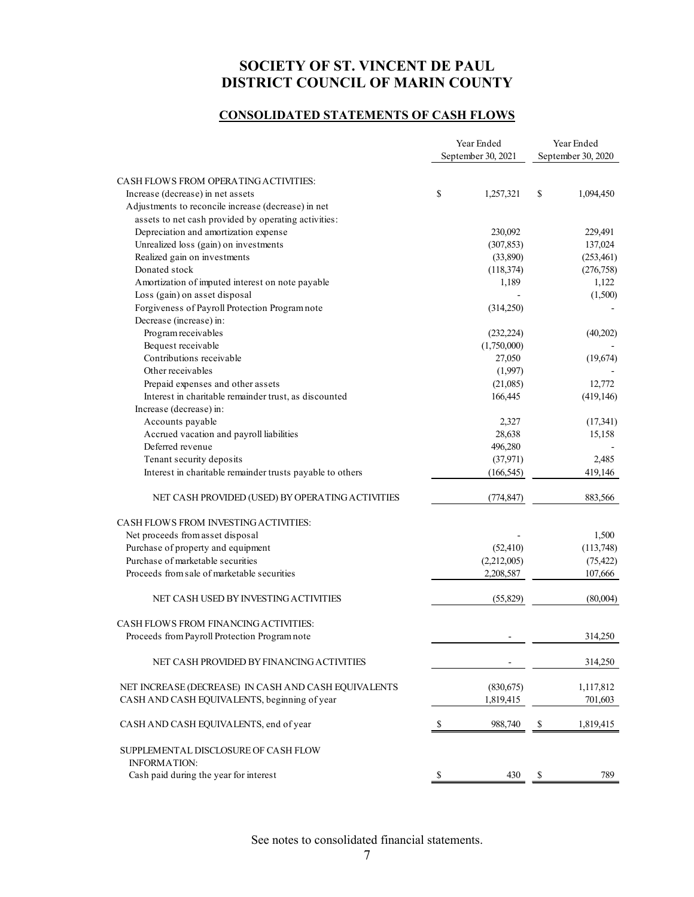# SOCIETY OF ST. VINCENT DE PAUL
# DISTRICT COUNCIL OF MARIN COUNTY

## CONSOLIDATED STATEMENTS OF CASH FLOWS

| | Year Ended September 30, 2021 | Year Ended September 30, 2020 |
|---|---|---|
| CASH FLOWS FROM OPERATING ACTIVITIES: | | |
| Increase (decrease) in net assets | $ 1,257,321 | $ 1,094,450 |
| Adjustments to reconcile increase (decrease) in net assets to net cash provided by operating activities: | | |
| Depreciation and amortization expense | 230,092 | 229,491 |
| Unrealized loss (gain) on investments | (307,853) | 137,024 |
| Realized gain on investments | (33,890) | (253,461) |
| Donated stock | (118,374) | (276,758) |
| Amortization of imputed interest on note payable | 1,189 | 1,122 |
| Loss (gain) on asset disposal | - | (1,500) |
| Forgiveness of Payroll Protection Program note | (314,250) | - |
| Decrease (increase) in: | | |
| Program receivables | (232,224) | (40,202) |
| Bequest receivable | (1,750,000) | - |
| Contributions receivable | 27,050 | (19,674) |
| Other receivables | (1,997) | - |
| Prepaid expenses and other assets | (21,085) | 12,772 |
| Interest in charitable remainder trust, as discounted | 166,445 | (419,146) |
| Increase (decrease) in: | | |
| Accounts payable | 2,327 | (17,341) |
| Accrued vacation and payroll liabilities | 28,638 | 15,158 |
| Deferred revenue | 496,280 | - |
| Tenant security deposits | (37,971) | 2,485 |
| Interest in charitable remainder trusts payable to others | (166,545) | 419,146 |
| NET CASH PROVIDED (USED) BY OPERATING ACTIVITIES | (774,847) | 883,566 |
| CASH FLOWS FROM INVESTING ACTIVITIES: | | |
| Net proceeds from asset disposal | - | 1,500 |
| Purchase of property and equipment | (52,410) | (113,748) |
| Purchase of marketable securities | (2,212,005) | (75,422) |
| Proceeds from sale of marketable securities | 2,208,587 | 107,666 |
| NET CASH USED BY INVESTING ACTIVITIES | (55,829) | (80,004) |
| CASH FLOWS FROM FINANCING ACTIVITIES: | | |
| Proceeds from Payroll Protection Program note | - | 314,250 |
| NET CASH PROVIDED BY FINANCING ACTIVITIES | - | 314,250 |
| NET INCREASE (DECREASE) IN CASH AND CASH EQUIVALENTS | (830,675) | 1,117,812 |
| CASH AND CASH EQUIVALENTS, beginning of year | 1,819,415 | 701,603 |
| CASH AND CASH EQUIVALENTS, end of year | $ 988,740 | $ 1,819,415 |
| SUPPLEMENTAL DISCLOSURE OF CASH FLOW INFORMATION: | | |
| Cash paid during the year for interest | $ 430 | $ 789 |

See notes to consolidated financial statements.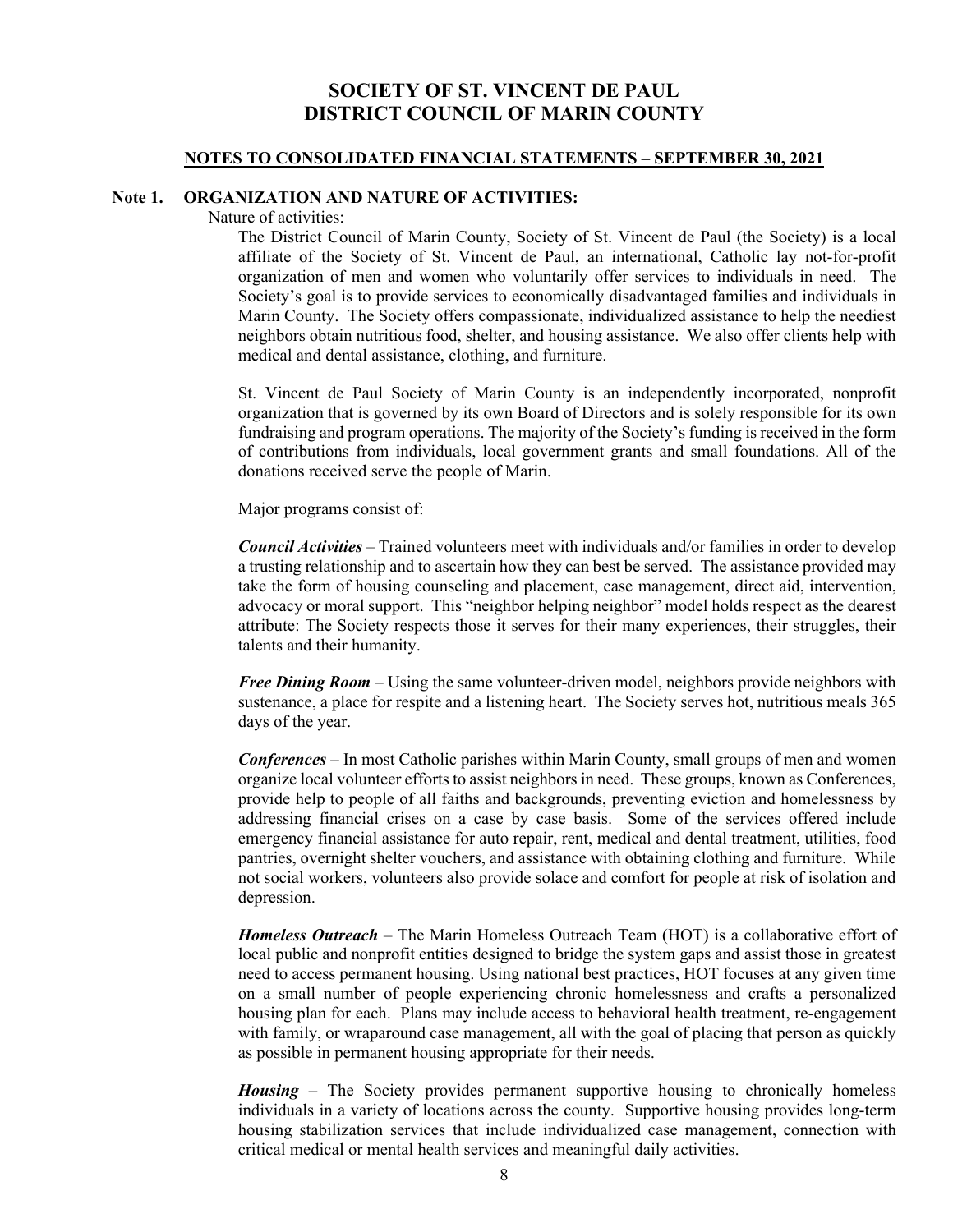# SOCIETY OF ST. VINCENT DE PAUL
# DISTRICT COUNCIL OF MARIN COUNTY

## NOTES TO CONSOLIDATED FINANCIAL STATEMENTS – SEPTEMBER 30, 2021

### Note 1. ORGANIZATION AND NATURE OF ACTIVITIES:

Nature of activities:

The District Council of Marin County, Society of St. Vincent de Paul (the Society) is a local affiliate of the Society of St. Vincent de Paul, an international, Catholic lay not-for-profit organization of men and women who voluntarily offer services to individuals in need. The Society's goal is to provide services to economically disadvantaged families and individuals in Marin County. The Society offers compassionate, individualized assistance to help the neediest neighbors obtain nutritious food, shelter, and housing assistance. We also offer clients help with medical and dental assistance, clothing, and furniture.

St. Vincent de Paul Society of Marin County is an independently incorporated, nonprofit organization that is governed by its own Board of Directors and is solely responsible for its own fundraising and program operations. The majority of the Society's funding is received in the form of contributions from individuals, local government grants and small foundations. All of the donations received serve the people of Marin.

Major programs consist of:

***Council Activities*** – Trained volunteers meet with individuals and/or families in order to develop a trusting relationship and to ascertain how they can best be served. The assistance provided may take the form of housing counseling and placement, case management, direct aid, intervention, advocacy or moral support. This "neighbor helping neighbor" model holds respect as the dearest attribute: The Society respects those it serves for their many experiences, their struggles, their talents and their humanity.

***Free Dining Room*** – Using the same volunteer-driven model, neighbors provide neighbors with sustenance, a place for respite and a listening heart. The Society serves hot, nutritious meals 365 days of the year.

***Conferences*** – In most Catholic parishes within Marin County, small groups of men and women organize local volunteer efforts to assist neighbors in need. These groups, known as Conferences, provide help to people of all faiths and backgrounds, preventing eviction and homelessness by addressing financial crises on a case by case basis. Some of the services offered include emergency financial assistance for auto repair, rent, medical and dental treatment, utilities, food pantries, overnight shelter vouchers, and assistance with obtaining clothing and furniture. While not social workers, volunteers also provide solace and comfort for people at risk of isolation and depression.

***Homeless Outreach*** – The Marin Homeless Outreach Team (HOT) is a collaborative effort of local public and nonprofit entities designed to bridge the system gaps and assist those in greatest need to access permanent housing. Using national best practices, HOT focuses at any given time on a small number of people experiencing chronic homelessness and crafts a personalized housing plan for each. Plans may include access to behavioral health treatment, re-engagement with family, or wraparound case management, all with the goal of placing that person as quickly as possible in permanent housing appropriate for their needs.

***Housing*** – The Society provides permanent supportive housing to chronically homeless individuals in a variety of locations across the county. Supportive housing provides long-term housing stabilization services that include individualized case management, connection with critical medical or mental health services and meaningful daily activities.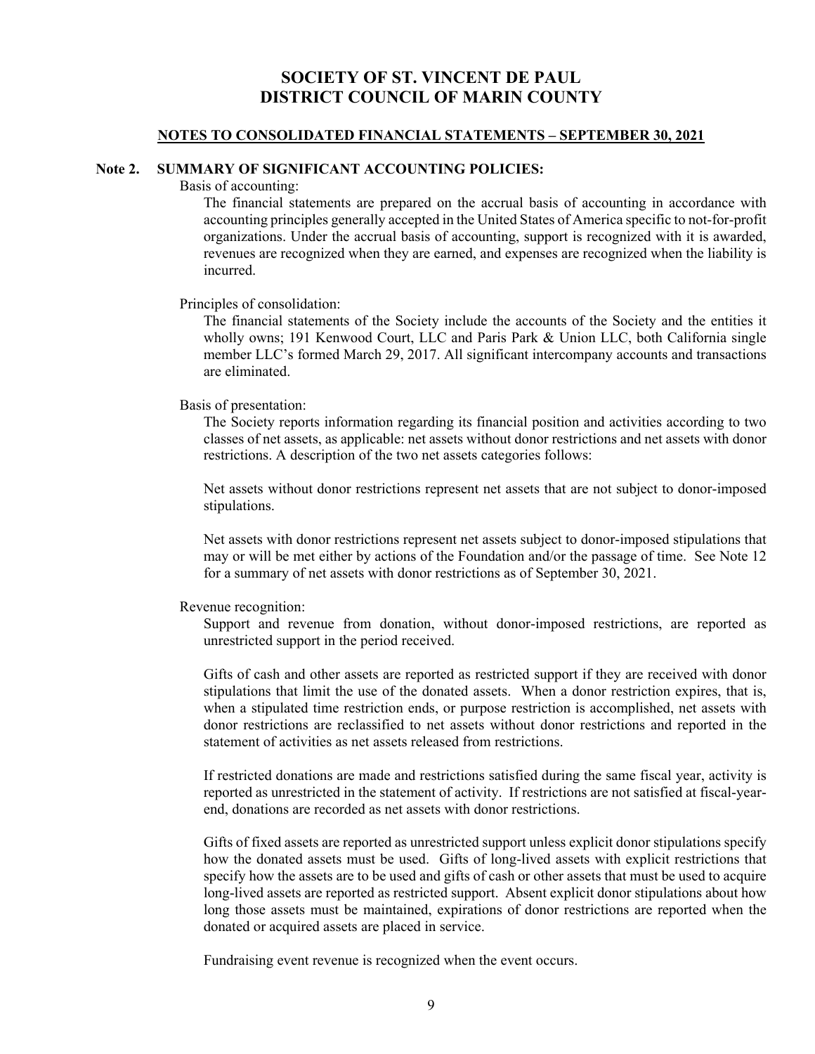# SOCIETY OF ST. VINCENT DE PAUL
# DISTRICT COUNCIL OF MARIN COUNTY

## NOTES TO CONSOLIDATED FINANCIAL STATEMENTS – SEPTEMBER 30, 2021

### Note 2. SUMMARY OF SIGNIFICANT ACCOUNTING POLICIES:

Basis of accounting:

The financial statements are prepared on the accrual basis of accounting in accordance with accounting principles generally accepted in the United States of America specific to not-for-profit organizations. Under the accrual basis of accounting, support is recognized with it is awarded, revenues are recognized when they are earned, and expenses are recognized when the liability is incurred.

Principles of consolidation:

The financial statements of the Society include the accounts of the Society and the entities it wholly owns; 191 Kenwood Court, LLC and Paris Park & Union LLC, both California single member LLC's formed March 29, 2017. All significant intercompany accounts and transactions are eliminated.

Basis of presentation:

The Society reports information regarding its financial position and activities according to two classes of net assets, as applicable: net assets without donor restrictions and net assets with donor restrictions. A description of the two net assets categories follows:

Net assets without donor restrictions represent net assets that are not subject to donor-imposed stipulations.

Net assets with donor restrictions represent net assets subject to donor-imposed stipulations that may or will be met either by actions of the Foundation and/or the passage of time. See Note 12 for a summary of net assets with donor restrictions as of September 30, 2021.

Revenue recognition:

Support and revenue from donation, without donor-imposed restrictions, are reported as unrestricted support in the period received.

Gifts of cash and other assets are reported as restricted support if they are received with donor stipulations that limit the use of the donated assets. When a donor restriction expires, that is, when a stipulated time restriction ends, or purpose restriction is accomplished, net assets with donor restrictions are reclassified to net assets without donor restrictions and reported in the statement of activities as net assets released from restrictions.

If restricted donations are made and restrictions satisfied during the same fiscal year, activity is reported as unrestricted in the statement of activity. If restrictions are not satisfied at fiscal-year-end, donations are recorded as net assets with donor restrictions.

Gifts of fixed assets are reported as unrestricted support unless explicit donor stipulations specify how the donated assets must be used. Gifts of long-lived assets with explicit restrictions that specify how the assets are to be used and gifts of cash or other assets that must be used to acquire long-lived assets are reported as restricted support. Absent explicit donor stipulations about how long those assets must be maintained, expirations of donor restrictions are reported when the donated or acquired assets are placed in service.

Fundraising event revenue is recognized when the event occurs.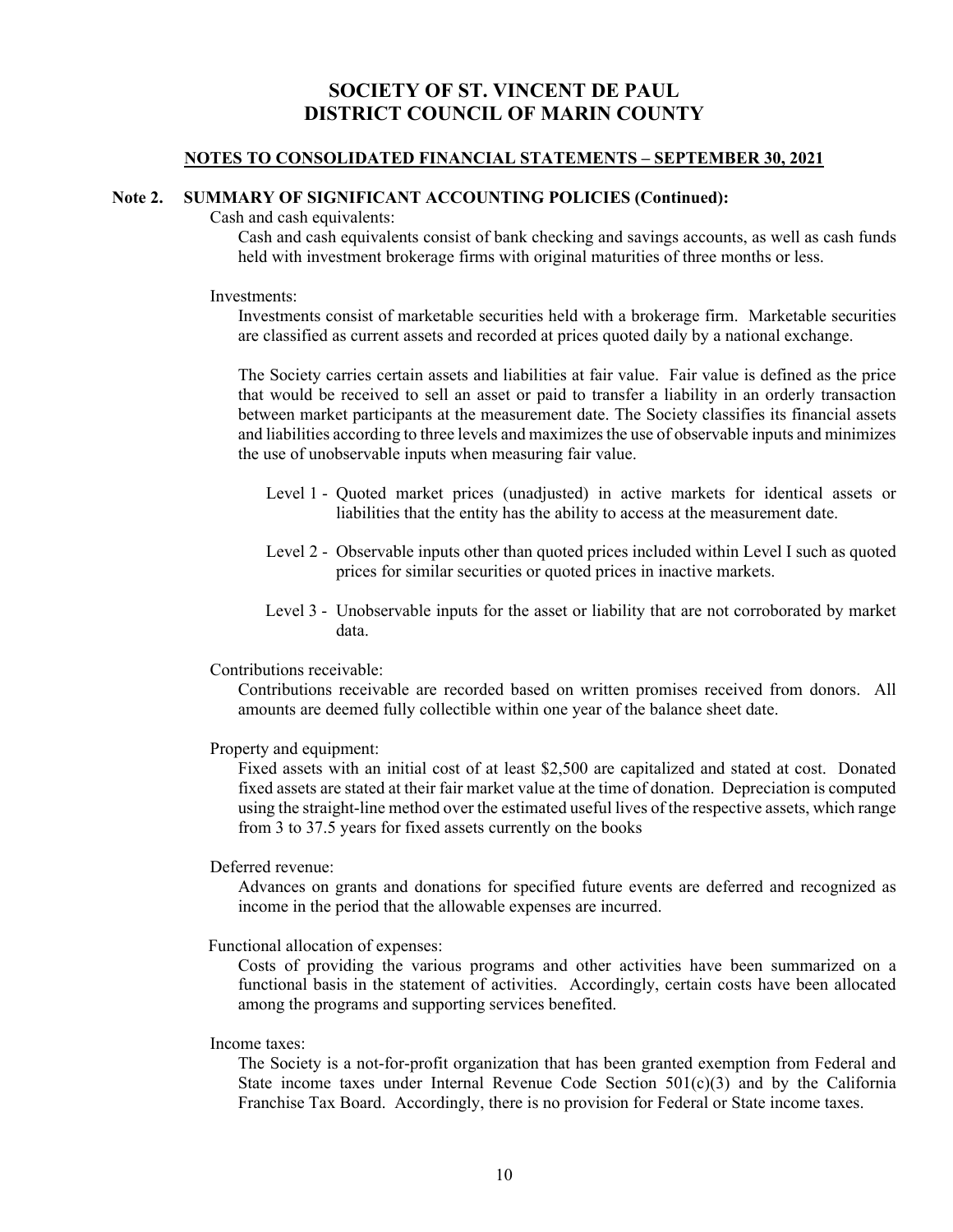# SOCIETY OF ST. VINCENT DE PAUL
# DISTRICT COUNCIL OF MARIN COUNTY

## NOTES TO CONSOLIDATED FINANCIAL STATEMENTS – SEPTEMBER 30, 2021

### Note 2. SUMMARY OF SIGNIFICANT ACCOUNTING POLICIES (Continued):

Cash and cash equivalents:

Cash and cash equivalents consist of bank checking and savings accounts, as well as cash funds held with investment brokerage firms with original maturities of three months or less.

Investments:

Investments consist of marketable securities held with a brokerage firm. Marketable securities are classified as current assets and recorded at prices quoted daily by a national exchange.

The Society carries certain assets and liabilities at fair value. Fair value is defined as the price that would be received to sell an asset or paid to transfer a liability in an orderly transaction between market participants at the measurement date. The Society classifies its financial assets and liabilities according to three levels and maximizes the use of observable inputs and minimizes the use of unobservable inputs when measuring fair value.

Level 1 - Quoted market prices (unadjusted) in active markets for identical assets or liabilities that the entity has the ability to access at the measurement date.

Level 2 - Observable inputs other than quoted prices included within Level I such as quoted prices for similar securities or quoted prices in inactive markets.

Level 3 - Unobservable inputs for the asset or liability that are not corroborated by market data.

Contributions receivable:

Contributions receivable are recorded based on written promises received from donors. All amounts are deemed fully collectible within one year of the balance sheet date.

Property and equipment:

Fixed assets with an initial cost of at least $2,500 are capitalized and stated at cost. Donated fixed assets are stated at their fair market value at the time of donation. Depreciation is computed using the straight-line method over the estimated useful lives of the respective assets, which range from 3 to 37.5 years for fixed assets currently on the books

Deferred revenue:

Advances on grants and donations for specified future events are deferred and recognized as income in the period that the allowable expenses are incurred.

Functional allocation of expenses:

Costs of providing the various programs and other activities have been summarized on a functional basis in the statement of activities. Accordingly, certain costs have been allocated among the programs and supporting services benefited.

Income taxes:

The Society is a not-for-profit organization that has been granted exemption from Federal and State income taxes under Internal Revenue Code Section 501(c)(3) and by the California Franchise Tax Board. Accordingly, there is no provision for Federal or State income taxes.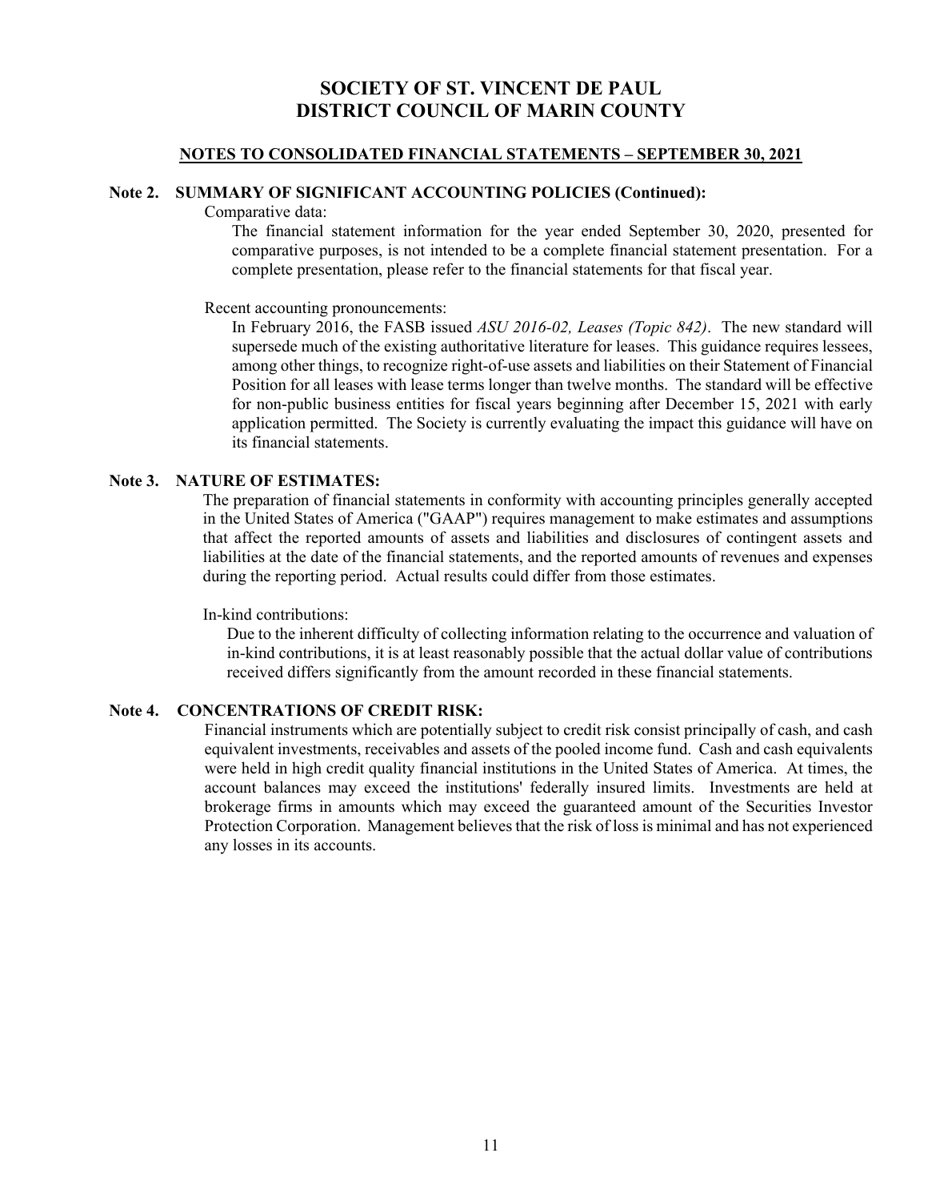# SOCIETY OF ST. VINCENT DE PAUL
# DISTRICT COUNCIL OF MARIN COUNTY

**NOTES TO CONSOLIDATED FINANCIAL STATEMENTS – SEPTEMBER 30, 2021**

## Note 2. SUMMARY OF SIGNIFICANT ACCOUNTING POLICIES (Continued):

Comparative data:

The financial statement information for the year ended September 30, 2020, presented for comparative purposes, is not intended to be a complete financial statement presentation. For a complete presentation, please refer to the financial statements for that fiscal year.

Recent accounting pronouncements:

In February 2016, the FASB issued *ASU 2016-02, Leases (Topic 842)*. The new standard will supersede much of the existing authoritative literature for leases. This guidance requires lessees, among other things, to recognize right-of-use assets and liabilities on their Statement of Financial Position for all leases with lease terms longer than twelve months. The standard will be effective for non-public business entities for fiscal years beginning after December 15, 2021 with early application permitted. The Society is currently evaluating the impact this guidance will have on its financial statements.

## Note 3. NATURE OF ESTIMATES:

The preparation of financial statements in conformity with accounting principles generally accepted in the United States of America ("GAAP") requires management to make estimates and assumptions that affect the reported amounts of assets and liabilities and disclosures of contingent assets and liabilities at the date of the financial statements, and the reported amounts of revenues and expenses during the reporting period. Actual results could differ from those estimates.

In-kind contributions:

Due to the inherent difficulty of collecting information relating to the occurrence and valuation of in-kind contributions, it is at least reasonably possible that the actual dollar value of contributions received differs significantly from the amount recorded in these financial statements.

## Note 4. CONCENTRATIONS OF CREDIT RISK:

Financial instruments which are potentially subject to credit risk consist principally of cash, and cash equivalent investments, receivables and assets of the pooled income fund. Cash and cash equivalents were held in high credit quality financial institutions in the United States of America. At times, the account balances may exceed the institutions' federally insured limits. Investments are held at brokerage firms in amounts which may exceed the guaranteed amount of the Securities Investor Protection Corporation. Management believes that the risk of loss is minimal and has not experienced any losses in its accounts.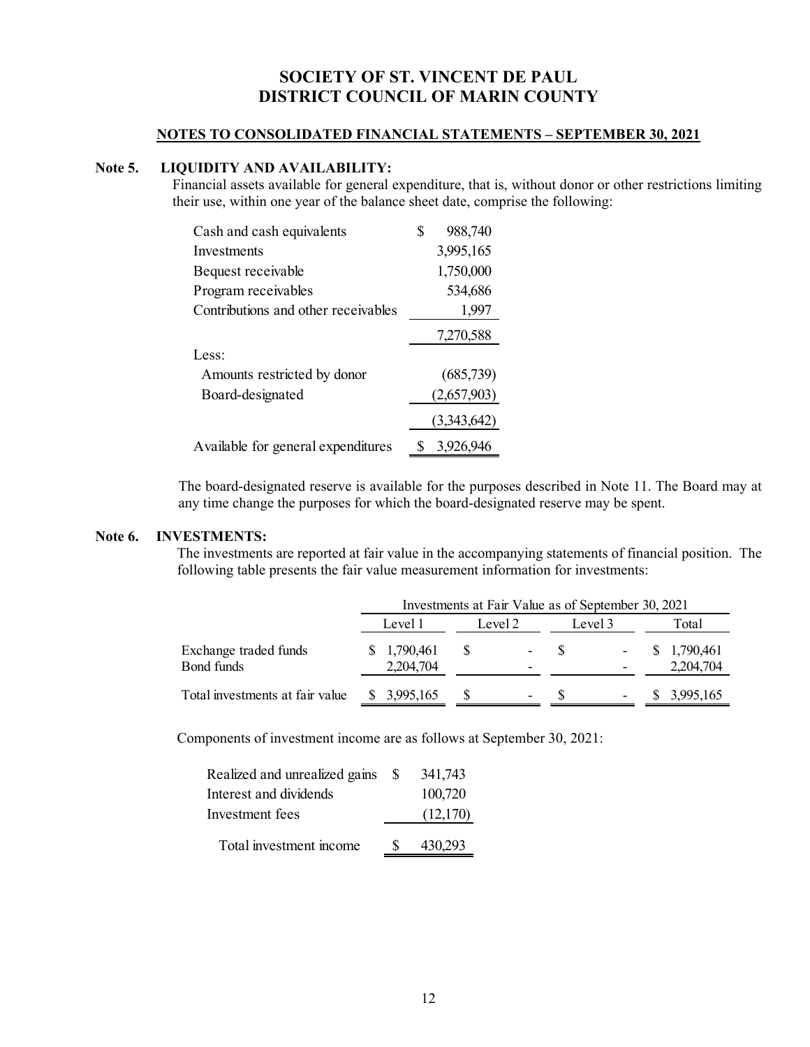# SOCIETY OF ST. VINCENT DE PAUL
# DISTRICT COUNCIL OF MARIN COUNTY

**NOTES TO CONSOLIDATED FINANCIAL STATEMENTS – SEPTEMBER 30, 2021**

## Note 5. LIQUIDITY AND AVAILABILITY:

Financial assets available for general expenditure, that is, without donor or other restrictions limiting their use, within one year of the balance sheet date, comprise the following:

| | |
|---|---|
| Cash and cash equivalents | $ 988,740 |
| Investments | 3,995,165 |
| Bequest receivable | 1,750,000 |
| Program receivables | 534,686 |
| Contributions and other receivables | 1,997 |
| | 7,270,588 |
| Less: | |
| Amounts restricted by donor | (685,739) |
| Board-designated | (2,657,903) |
| | (3,343,642) |
| Available for general expenditures | $ 3,926,946 |

The board-designated reserve is available for the purposes described in Note 11. The Board may at any time change the purposes for which the board-designated reserve may be spent.

## Note 6. INVESTMENTS:

The investments are reported at fair value in the accompanying statements of financial position. The following table presents the fair value measurement information for investments:

| | Investments at Fair Value as of September 30, 2021 | | | |
|---|---|---|---|---|
| | Level 1 | Level 2 | Level 3 | Total |
| Exchange traded funds | $ 1,790,461 | $ - | $ - | $ 1,790,461 |
| Bond funds | 2,204,704 | - | - | 2,204,704 |
| Total investments at fair value | $ 3,995,165 | $ - | $ - | $ 3,995,165 |

Components of investment income are as follows at September 30, 2021:

| | |
|---|---|
| Realized and unrealized gains | $ 341,743 |
| Interest and dividends | 100,720 |
| Investment fees | (12,170) |
| Total investment income | $ 430,293 |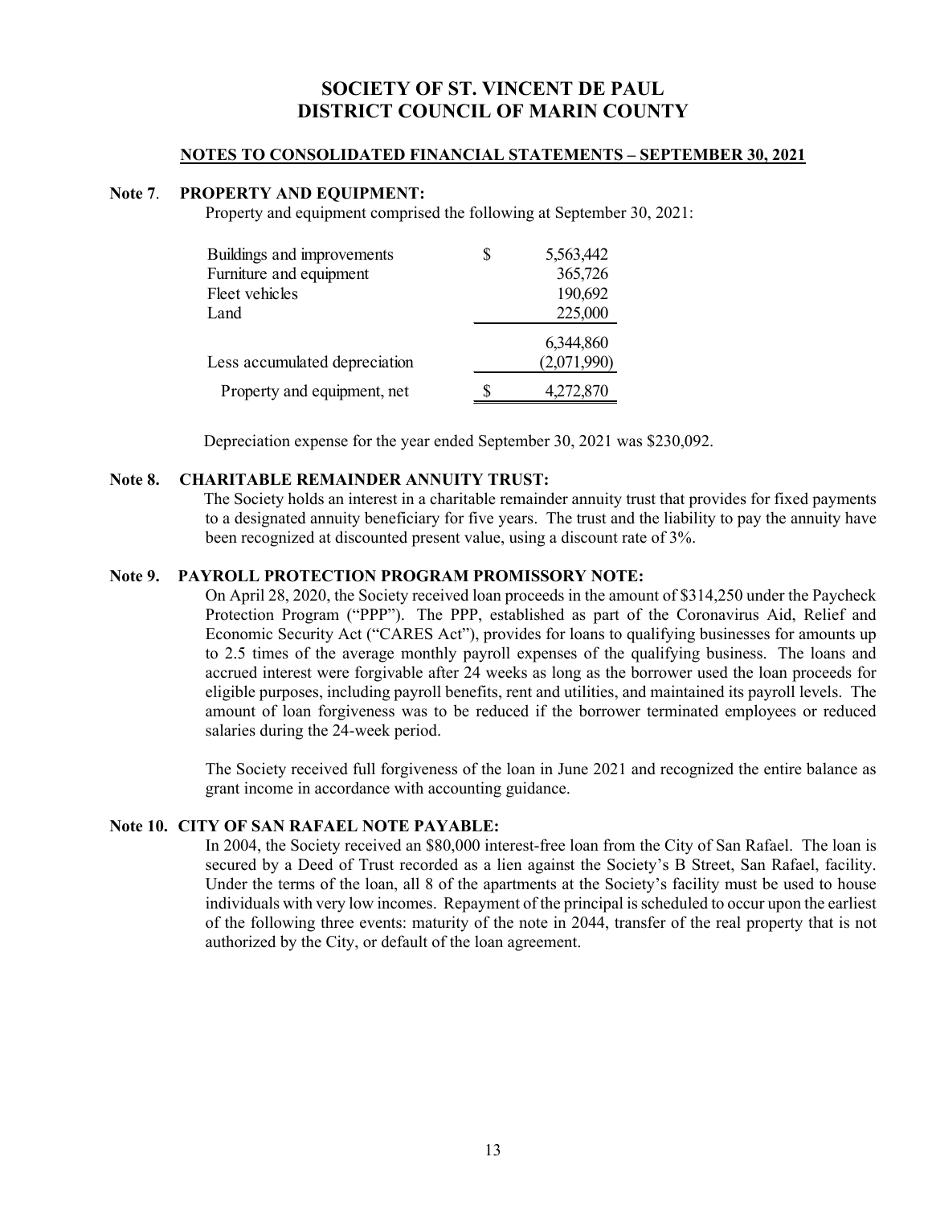# SOCIETY OF ST. VINCENT DE PAUL
# DISTRICT COUNCIL OF MARIN COUNTY

**NOTES TO CONSOLIDATED FINANCIAL STATEMENTS – SEPTEMBER 30, 2021**

**Note 7. PROPERTY AND EQUIPMENT:**

Property and equipment comprised the following at September 30, 2021:

| | | |
|---|---|---|
| Buildings and improvements | $ | 5,563,442 |
| Furniture and equipment | | 365,726 |
| Fleet vehicles | | 190,692 |
| Land | | 225,000 |
| | | 6,344,860 |
| Less accumulated depreciation | | (2,071,990) |
| Property and equipment, net | $ | 4,272,870 |

Depreciation expense for the year ended September 30, 2021 was $230,092.

**Note 8. CHARITABLE REMAINDER ANNUITY TRUST:**

The Society holds an interest in a charitable remainder annuity trust that provides for fixed payments to a designated annuity beneficiary for five years. The trust and the liability to pay the annuity have been recognized at discounted present value, using a discount rate of 3%.

**Note 9. PAYROLL PROTECTION PROGRAM PROMISSORY NOTE:**

On April 28, 2020, the Society received loan proceeds in the amount of $314,250 under the Paycheck Protection Program ("PPP"). The PPP, established as part of the Coronavirus Aid, Relief and Economic Security Act ("CARES Act"), provides for loans to qualifying businesses for amounts up to 2.5 times of the average monthly payroll expenses of the qualifying business. The loans and accrued interest were forgivable after 24 weeks as long as the borrower used the loan proceeds for eligible purposes, including payroll benefits, rent and utilities, and maintained its payroll levels. The amount of loan forgiveness was to be reduced if the borrower terminated employees or reduced salaries during the 24-week period.

The Society received full forgiveness of the loan in June 2021 and recognized the entire balance as grant income in accordance with accounting guidance.

**Note 10. CITY OF SAN RAFAEL NOTE PAYABLE:**

In 2004, the Society received an $80,000 interest-free loan from the City of San Rafael. The loan is secured by a Deed of Trust recorded as a lien against the Society's B Street, San Rafael, facility. Under the terms of the loan, all 8 of the apartments at the Society's facility must be used to house individuals with very low incomes. Repayment of the principal is scheduled to occur upon the earliest of the following three events: maturity of the note in 2044, transfer of the real property that is not authorized by the City, or default of the loan agreement.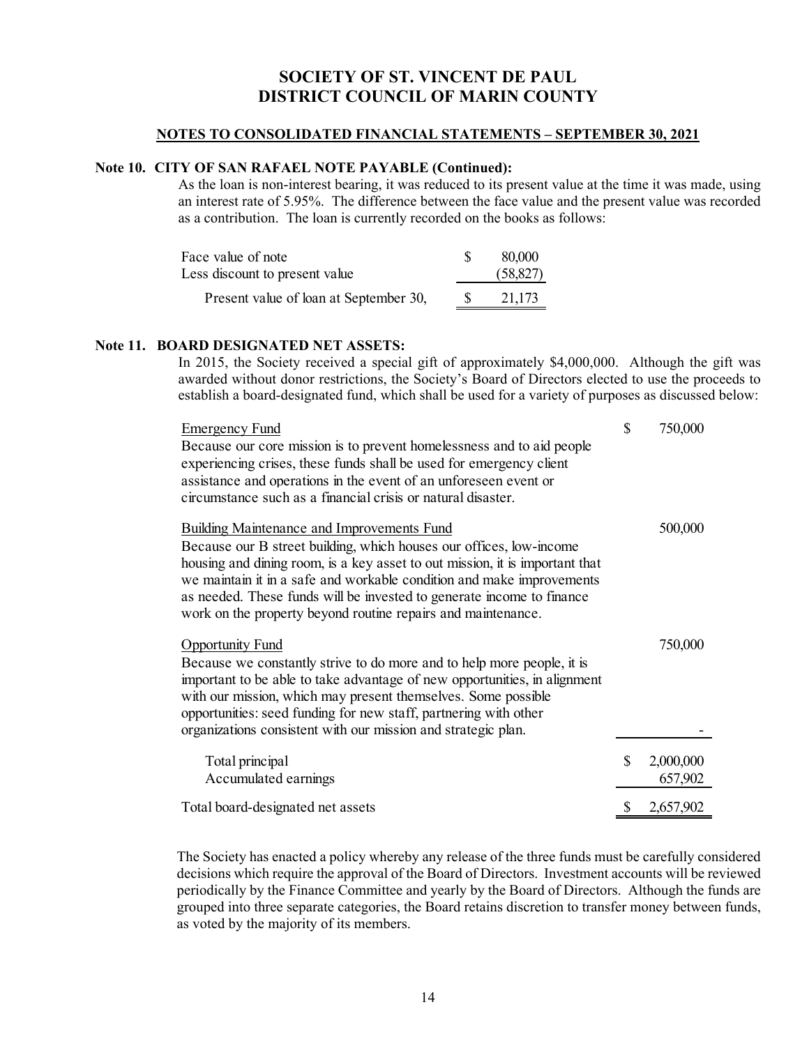# SOCIETY OF ST. VINCENT DE PAUL
# DISTRICT COUNCIL OF MARIN COUNTY

## NOTES TO CONSOLIDATED FINANCIAL STATEMENTS – SEPTEMBER 30, 2021

### Note 10. CITY OF SAN RAFAEL NOTE PAYABLE (Continued):

As the loan is non-interest bearing, it was reduced to its present value at the time it was made, using an interest rate of 5.95%. The difference between the face value and the present value was recorded as a contribution. The loan is currently recorded on the books as follows:

| | | |
|---|---|---|
| Face value of note | $ | 80,000 |
| Less discount to present value | | (58,827) |
| Present value of loan at September 30, | $ | 21,173 |

### Note 11. BOARD DESIGNATED NET ASSETS:

In 2015, the Society received a special gift of approximately $4,000,000. Although the gift was awarded without donor restrictions, the Society's Board of Directors elected to use the proceeds to establish a board-designated fund, which shall be used for a variety of purposes as discussed below:

| | | |
|---|---|---|
| Emergency Fund<br>Because our core mission is to prevent homelessness and to aid people experiencing crises, these funds shall be used for emergency client assistance and operations in the event of an unforeseen event or circumstance such as a financial crisis or natural disaster. | $ | 750,000 |
| Building Maintenance and Improvements Fund<br>Because our B street building, which houses our offices, low-income housing and dining room, is a key asset to out mission, it is important that we maintain it in a safe and workable condition and make improvements as needed. These funds will be invested to generate income to finance work on the property beyond routine repairs and maintenance. | | 500,000 |
| Opportunity Fund<br>Because we constantly strive to do more and to help more people, it is important to be able to take advantage of new opportunities, in alignment with our mission, which may present themselves. Some possible opportunities: seed funding for new staff, partnering with other organizations consistent with our mission and strategic plan. | | 750,000<br>- |
| Total principal | $ | 2,000,000 |
| Accumulated earnings | | 657,902 |
| Total board-designated net assets | $ | 2,657,902 |

The Society has enacted a policy whereby any release of the three funds must be carefully considered decisions which require the approval of the Board of Directors. Investment accounts will be reviewed periodically by the Finance Committee and yearly by the Board of Directors. Although the funds are grouped into three separate categories, the Board retains discretion to transfer money between funds, as voted by the majority of its members.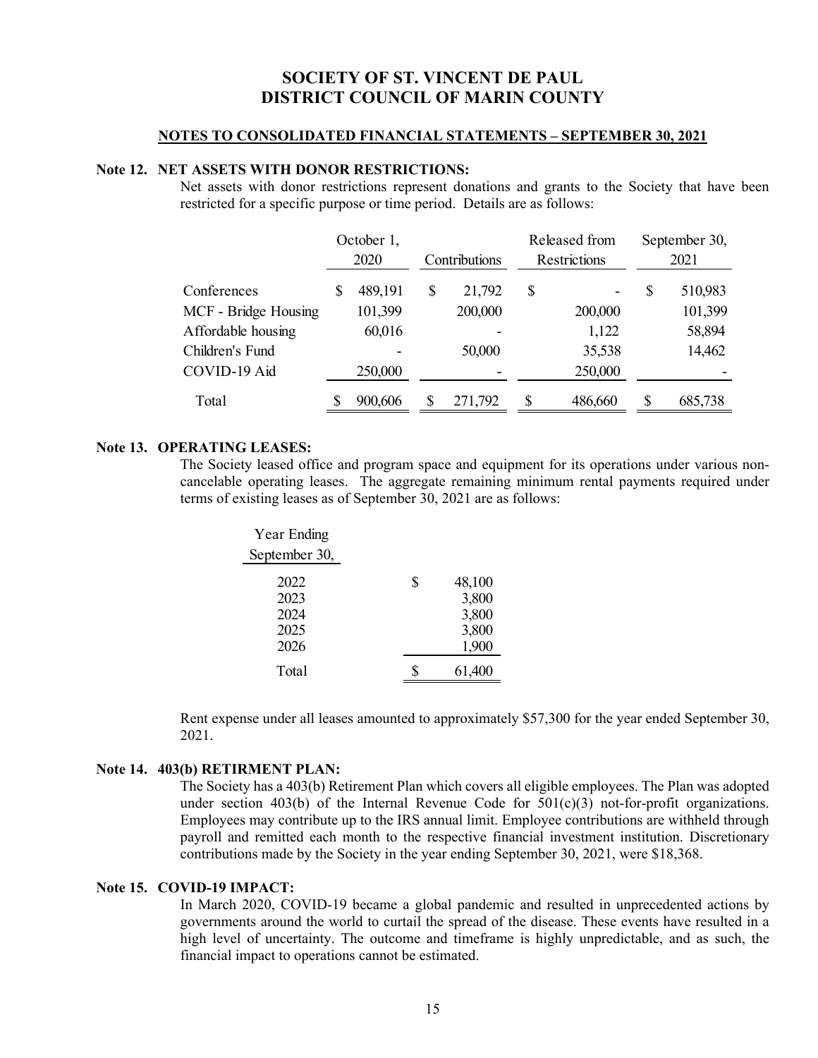# SOCIETY OF ST. VINCENT DE PAUL
# DISTRICT COUNCIL OF MARIN COUNTY

**NOTES TO CONSOLIDATED FINANCIAL STATEMENTS – SEPTEMBER 30, 2021**

### Note 12. NET ASSETS WITH DONOR RESTRICTIONS:

Net assets with donor restrictions represent donations and grants to the Society that have been restricted for a specific purpose or time period. Details are as follows:

| | October 1, 2020 | Contributions | Released from Restrictions | September 30, 2021 |
|---|---|---|---|---|
| Conferences | $ 489,191 | $ 21,792 | $ - | $ 510,983 |
| MCF - Bridge Housing | 101,399 | 200,000 | 200,000 | 101,399 |
| Affordable housing | 60,016 | - | 1,122 | 58,894 |
| Children's Fund | - | 50,000 | 35,538 | 14,462 |
| COVID-19 Aid | 250,000 | - | 250,000 | - |
| Total | $ 900,606 | $ 271,792 | $ 486,660 | $ 685,738 |

### Note 13. OPERATING LEASES:

The Society leased office and program space and equipment for its operations under various non-cancelable operating leases. The aggregate remaining minimum rental payments required under terms of existing leases as of September 30, 2021 are as follows:

| Year Ending September 30, | |
|---|---|
| 2022 | $ 48,100 |
| 2023 | 3,800 |
| 2024 | 3,800 |
| 2025 | 3,800 |
| 2026 | 1,900 |
| Total | $ 61,400 |

Rent expense under all leases amounted to approximately $57,300 for the year ended September 30, 2021.

### Note 14. 403(b) RETIREMENT PLAN:

The Society has a 403(b) Retirement Plan which covers all eligible employees. The Plan was adopted under section 403(b) of the Internal Revenue Code for 501(c)(3) not-for-profit organizations. Employees may contribute up to the IRS annual limit. Employee contributions are withheld through payroll and remitted each month to the respective financial investment institution. Discretionary contributions made by the Society in the year ending September 30, 2021, were $18,368.

### Note 15. COVID-19 IMPACT:

In March 2020, COVID-19 became a global pandemic and resulted in unprecedented actions by governments around the world to curtail the spread of the disease. These events have resulted in a high level of uncertainty. The outcome and timeframe is highly unpredictable, and as such, the financial impact to operations cannot be estimated.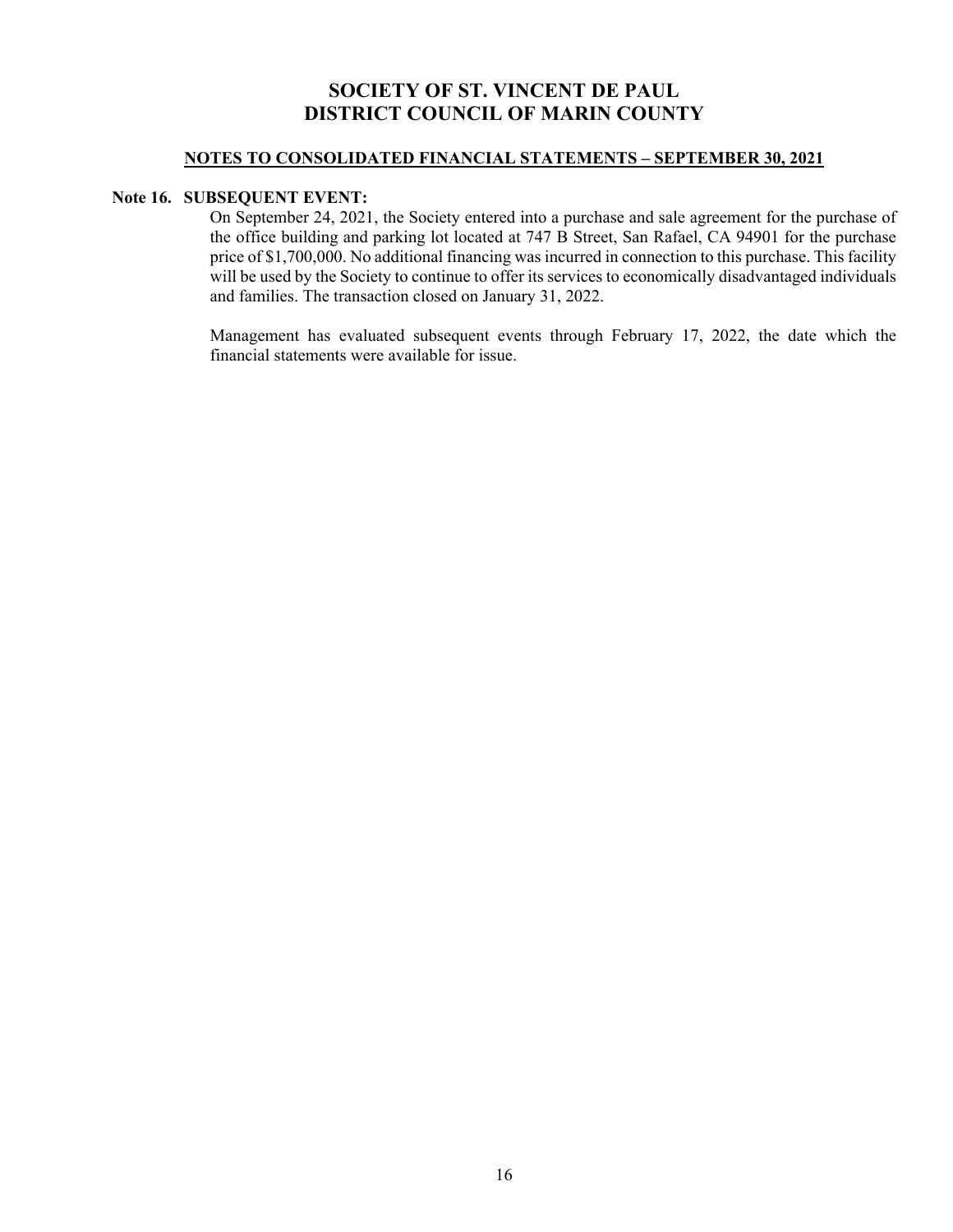# SOCIETY OF ST. VINCENT DE PAUL
# DISTRICT COUNCIL OF MARIN COUNTY

## NOTES TO CONSOLIDATED FINANCIAL STATEMENTS – SEPTEMBER 30, 2021

### Note 16. SUBSEQUENT EVENT:

On September 24, 2021, the Society entered into a purchase and sale agreement for the purchase of the office building and parking lot located at 747 B Street, San Rafael, CA 94901 for the purchase price of $1,700,000. No additional financing was incurred in connection to this purchase. This facility will be used by the Society to continue to offer its services to economically disadvantaged individuals and families. The transaction closed on January 31, 2022.

Management has evaluated subsequent events through February 17, 2022, the date which the financial statements were available for issue.